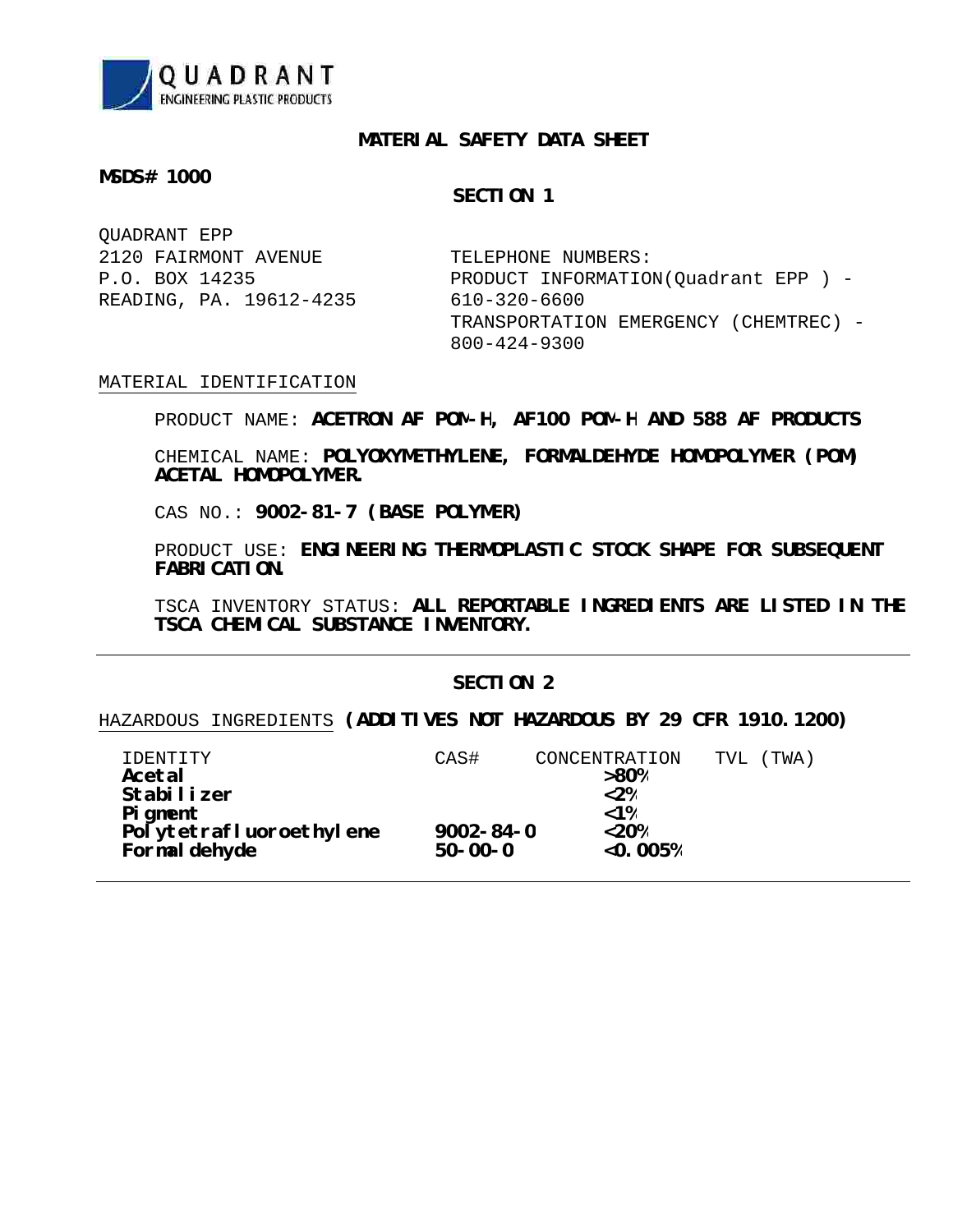QUADRANT
ENGINEERING PLASTIC PRODUCTS

# MATERIAL SAFETY DATA SHEET

**MSDS# 1000**

## SECTION 1

QUADRANT EPP
2120 FAIRMONT AVENUE
P.O. BOX 14235
READING, PA. 19612-4235

TELEPHONE NUMBERS:
PRODUCT INFORMATION(Quadrant EPP ) - 610-320-6600
TRANSPORTATION EMERGENCY (CHEMTREC) - 800-424-9300

MATERIAL IDENTIFICATION

PRODUCT NAME: **ACETRON AF POM-H, AF100 POM-H AND 588 AF PRODUCTS**

CHEMICAL NAME: **POLYOXYMETHYLENE, FORMALDEHYDE HOMOPOLYMER (POM) ACETAL HOMOPOLYMER.**

CAS NO.: **9002-81-7 (BASE POLYMER)**

PRODUCT USE: **ENGINEERING THERMOPLASTIC STOCK SHAPE FOR SUBSEQUENT FABRICATION.**

TSCA INVENTORY STATUS: **ALL REPORTABLE INGREDIENTS ARE LISTED IN THE TSCA CHEMICAL SUBSTANCE INVENTORY.**

---

## SECTION 2

HAZARDOUS INGREDIENTS **(ADDITIVES NOT HAZARDOUS BY 29 CFR 1910.1200)**

| IDENTITY | CAS# | CONCENTRATION | TVL (TWA) |
|---|---|---|---|
| **Acetal** | | **>80%** | |
| **Stabilizer** | | **<2%** | |
| **Pigment** | | **<1%** | |
| **Polytetrafluoroethylene** | **9002-84-0** | **<20%** | |
| **Formaldehyde** | **50-00-0** | **<0.005%** | |

---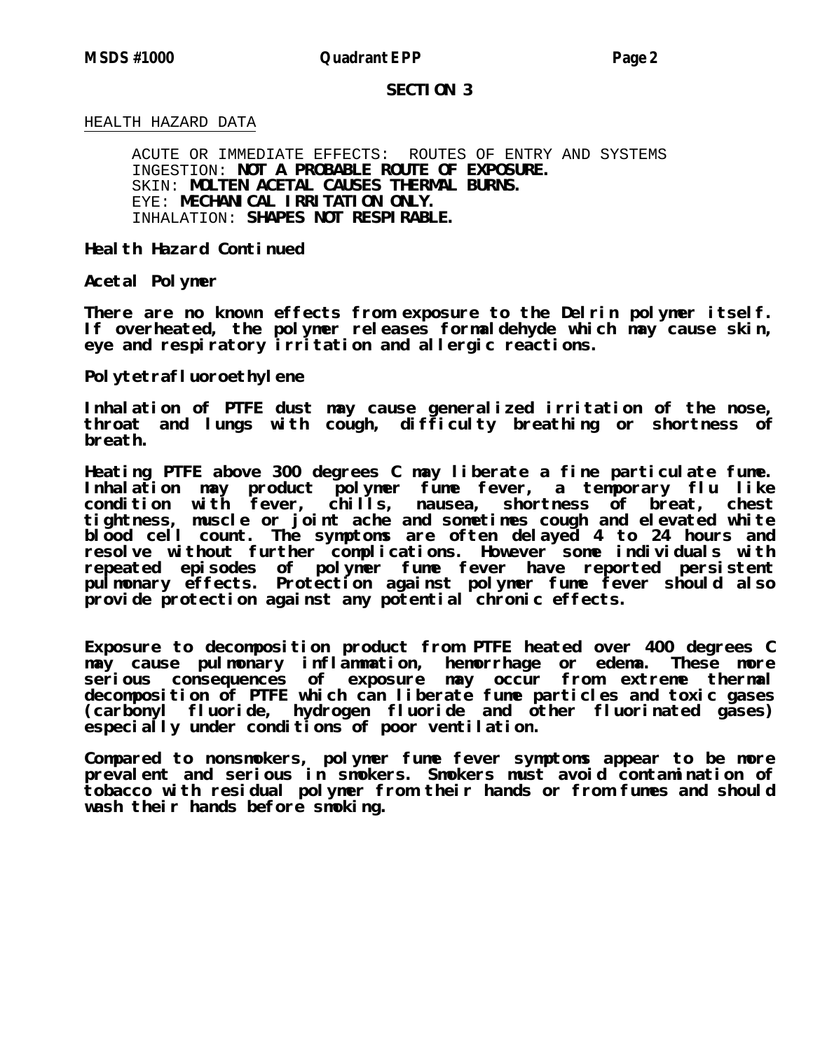## SECTION 3

HEALTH HAZARD DATA

ACUTE OR IMMEDIATE EFFECTS: ROUTES OF ENTRY AND SYSTEMS
INGESTION: **NOT A PROBABLE ROUTE OF EXPOSURE.**
SKIN: **MOLTEN ACETAL CAUSES THERMAL BURNS.**
EYE: **MECHANICAL IRRITATION ONLY.**
INHALATION: **SHAPES NOT RESPIRABLE.**

**Health Hazard Continued**

**Acetal Polymer**

**There are no known effects from exposure to the Delrin polymer itself. If overheated, the polymer releases formaldehyde which may cause skin, eye and respiratory irritation and allergic reactions.**

**Polytetrafluoroethylene**

**Inhalation of PTFE dust may cause generalized irritation of the nose, throat and lungs with cough, difficulty breathing or shortness of breath.**

**Heating PTFE above 300 degrees C may liberate a fine particulate fume. Inhalation may product polymer fume fever, a temporary flu like condition with fever, chills, nausea, shortness of breat, chest tightness, muscle or joint ache and sometimes cough and elevated white blood cell count. The symptoms are often delayed 4 to 24 hours and resolve without further complications. However some individuals with repeated episodes of polymer fume fever have reported persistent pulmonary effects. Protection against polymer fume fever should also provide protection against any potential chronic effects.**

**Exposure to decomposition product from PTFE heated over 400 degrees C may cause pulmonary inflammation, hemorrhage or edema. These more serious consequences of exposure may occur from extreme thermal decomposition of PTFE which can liberate fume particles and toxic gases (carbonyl fluoride, hydrogen fluoride and other fluorinated gases) especially under conditions of poor ventilation.**

**Compared to nonsmokers, polymer fume fever symptoms appear to be more prevalent and serious in smokers. Smokers must avoid contamination of tobacco with residual polymer from their hands or from fumes and should wash their hands before smoking.**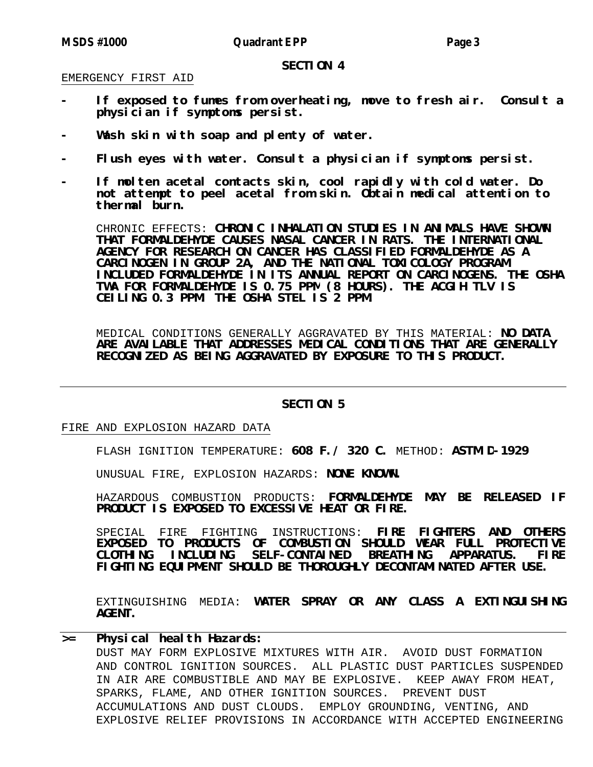## SECTION 4

EMERGENCY FIRST AID

- **If exposed to fumes from overheating, move to fresh air. Consult a physician if symptoms persist.**

- **Wash skin with soap and plenty of water.**

- **Flush eyes with water. Consult a physician if symptoms persist.**

- **If molten acetal contacts skin, cool rapidly with cold water. Do not attempt to peel acetal from skin. Obtain medical attention to thermal burn.**

CHRONIC EFFECTS: **CHRONIC INHALATION STUDIES IN ANIMALS HAVE SHOWN THAT FORMALDEHYDE CAUSES NASAL CANCER IN RATS. THE INTERNATIONAL AGENCY FOR RESEARCH ON CANCER HAS CLASSIFIED FORMALDEHYDE AS A CARCINOGEN IN GROUP 2A, AND THE NATIONAL TOXICOLOGY PROGRAM INCLUDED FORMALDEHYDE IN ITS ANNUAL REPORT ON CARCINOGENS. THE OSHA TWA FOR FORMALDEHYDE IS 0.75 PPM (8 HOURS). THE ACGIH TLV IS CEILING 0.3 PPM. THE OSHA STEL IS 2 PPM.**

MEDICAL CONDITIONS GENERALLY AGGRAVATED BY THIS MATERIAL: **NO DATA ARE AVAILABLE THAT ADDRESSES MEDICAL CONDITIONS THAT ARE GENERALLY RECOGNIZED AS BEING AGGRAVATED BY EXPOSURE TO THIS PRODUCT.**

---

## SECTION 5

FIRE AND EXPLOSION HAZARD DATA

FLASH IGNITION TEMPERATURE: **608 F. / 320 C.** METHOD: **ASTM D-1929**

UNUSUAL FIRE, EXPLOSION HAZARDS: **NONE KNOWN.**

HAZARDOUS COMBUSTION PRODUCTS: **FORMALDEHYDE MAY BE RELEASED IF PRODUCT IS EXPOSED TO EXCESSIVE HEAT OR FIRE.**

SPECIAL FIRE FIGHTING INSTRUCTIONS: **FIRE FIGHTERS AND OTHERS EXPOSED TO PRODUCTS OF COMBUSTION SHOULD WEAR FULL PROTECTIVE CLOTHING INCLUDING SELF-CONTAINED BREATHING APPARATUS. FIRE FIGHTING EQUIPMENT SHOULD BE THOROUGHLY DECONTAMINATED AFTER USE.**

EXTINGUISHING MEDIA: **WATER SPRAY OR ANY CLASS A EXTINGUISHING AGENT.**

---

>= **Physical health Hazards:**
DUST MAY FORM EXPLOSIVE MIXTURES WITH AIR. AVOID DUST FORMATION AND CONTROL IGNITION SOURCES. ALL PLASTIC DUST PARTICLES SUSPENDED IN AIR ARE COMBUSTIBLE AND MAY BE EXPLOSIVE. KEEP AWAY FROM HEAT, SPARKS, FLAME, AND OTHER IGNITION SOURCES. PREVENT DUST ACCUMULATIONS AND DUST CLOUDS. EMPLOY GROUNDING, VENTING, AND EXPLOSIVE RELIEF PROVISIONS IN ACCORDANCE WITH ACCEPTED ENGINEERING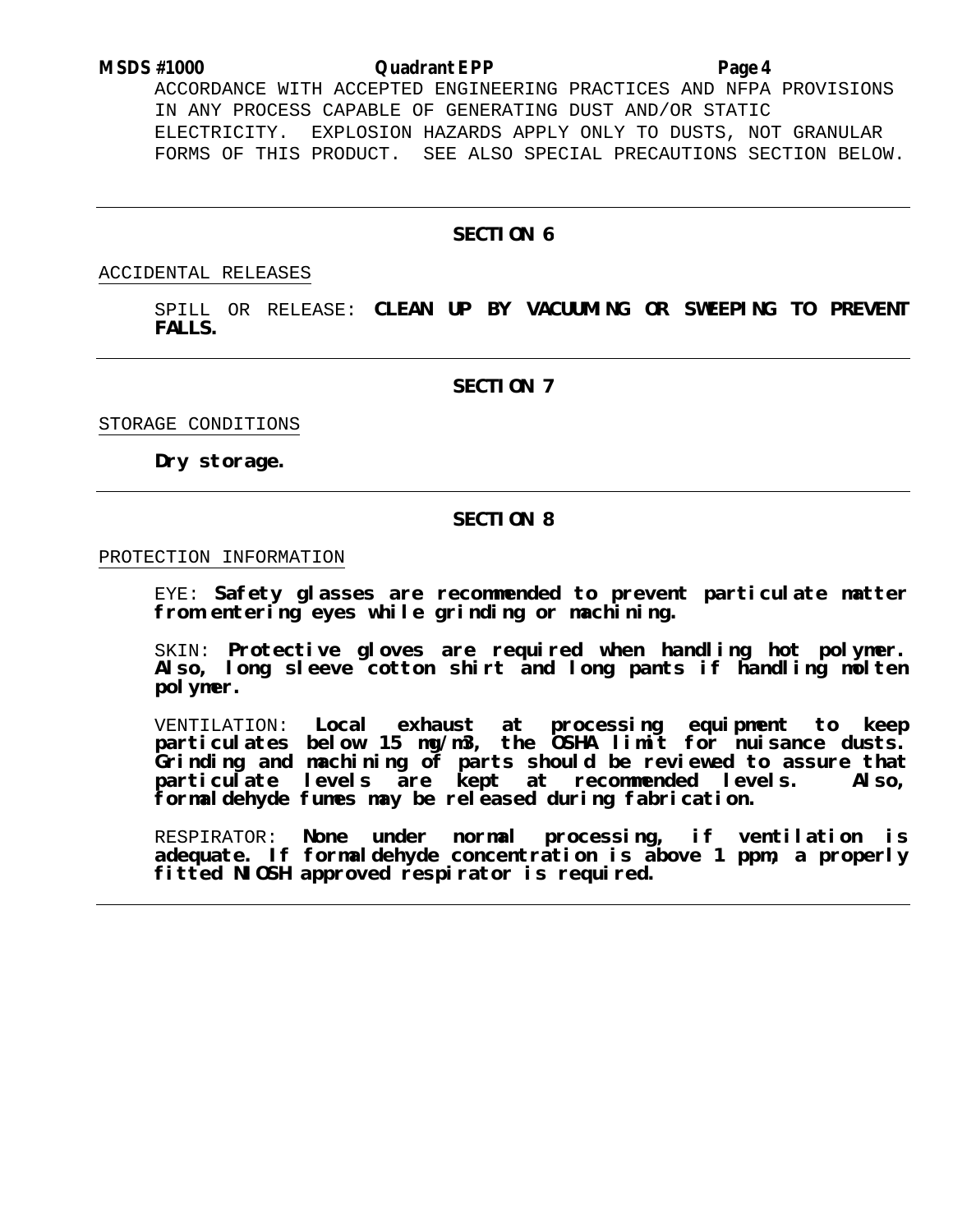ACCORDANCE WITH ACCEPTED ENGINEERING PRACTICES AND NFPA PROVISIONS IN ANY PROCESS CAPABLE OF GENERATING DUST AND/OR STATIC ELECTRICITY. EXPLOSION HAZARDS APPLY ONLY TO DUSTS, NOT GRANULAR FORMS OF THIS PRODUCT. SEE ALSO SPECIAL PRECAUTIONS SECTION BELOW.

---

## SECTION 6

ACCIDENTAL RELEASES

SPILL OR RELEASE: **CLEAN UP BY VACUUMING OR SWEEPING TO PREVENT FALLS.**

---

## SECTION 7

STORAGE CONDITIONS

**Dry storage.**

---

## SECTION 8

PROTECTION INFORMATION

EYE: **Safety glasses are recommended to prevent particulate matter from entering eyes while grinding or machining.**

SKIN: **Protective gloves are required when handling hot polymer. Also, long sleeve cotton shirt and long pants if handling molten polymer.**

VENTILATION: **Local exhaust at processing equipment to keep particulates below 15 mg/m3, the OSHA limit for nuisance dusts. Grinding and machining of parts should be reviewed to assure that particulate levels are kept at recommended levels. Also, formaldehyde fumes may be released during fabrication.**

RESPIRATOR: **None under normal processing, if ventilation is adequate. If formaldehyde concentration is above 1 ppm, a properly fitted NIOSH approved respirator is required.**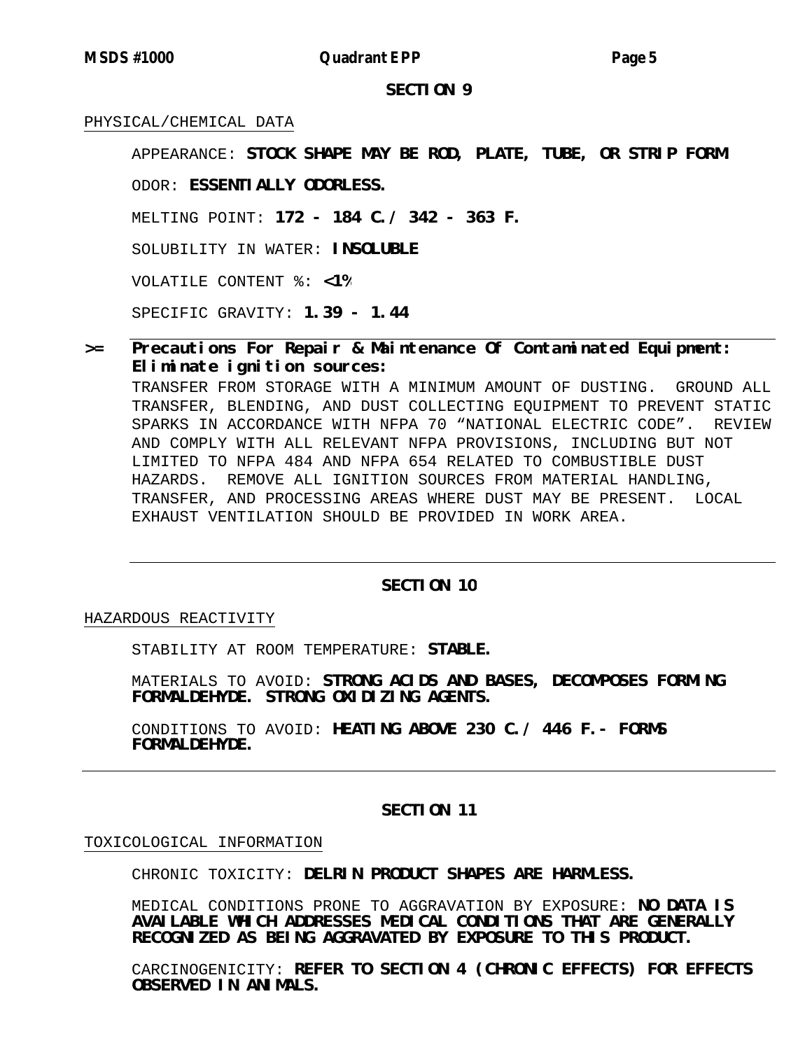## SECTION 9

PHYSICAL/CHEMICAL DATA

APPEARANCE: **STOCK SHAPE MAY BE ROD, PLATE, TUBE, OR STRIP FORM**

ODOR: **ESSENTIALLY ODORLESS.**

MELTING POINT: **172 - 184 C. / 342 - 363 F.**

SOLUBILITY IN WATER: **INSOLUBLE**

VOLATILE CONTENT %: **<1%**

SPECIFIC GRAVITY: **1.39 - 1.44**

**>= Precautions For Repair & Maintenance Of Contaminated Equipment: Eliminate ignition sources:**

TRANSFER FROM STORAGE WITH A MINIMUM AMOUNT OF DUSTING. GROUND ALL TRANSFER, BLENDING, AND DUST COLLECTING EQUIPMENT TO PREVENT STATIC SPARKS IN ACCORDANCE WITH NFPA 70 "NATIONAL ELECTRIC CODE". REVIEW AND COMPLY WITH ALL RELEVANT NFPA PROVISIONS, INCLUDING BUT NOT LIMITED TO NFPA 484 AND NFPA 654 RELATED TO COMBUSTIBLE DUST HAZARDS. REMOVE ALL IGNITION SOURCES FROM MATERIAL HANDLING, TRANSFER, AND PROCESSING AREAS WHERE DUST MAY BE PRESENT. LOCAL EXHAUST VENTILATION SHOULD BE PROVIDED IN WORK AREA.

## SECTION 10

HAZARDOUS REACTIVITY

STABILITY AT ROOM TEMPERATURE: **STABLE.**

MATERIALS TO AVOID: **STRONG ACIDS AND BASES, DECOMPOSES FORMING FORMALDEHYDE. STRONG OXIDIZING AGENTS.**

CONDITIONS TO AVOID: **HEATING ABOVE 230 C. / 446 F.- FORMS FORMALDEHYDE.**

## SECTION 11

TOXICOLOGICAL INFORMATION

CHRONIC TOXICITY: **DELRIN PRODUCT SHAPES ARE HARMLESS.**

MEDICAL CONDITIONS PRONE TO AGGRAVATION BY EXPOSURE: **NO DATA IS AVAILABLE WHICH ADDRESSES MEDICAL CONDITIONS THAT ARE GENERALLY RECOGNIZED AS BEING AGGRAVATED BY EXPOSURE TO THIS PRODUCT.**

CARCINOGENICITY: **REFER TO SECTION 4 (CHRONIC EFFECTS) FOR EFFECTS OBSERVED IN ANIMALS.**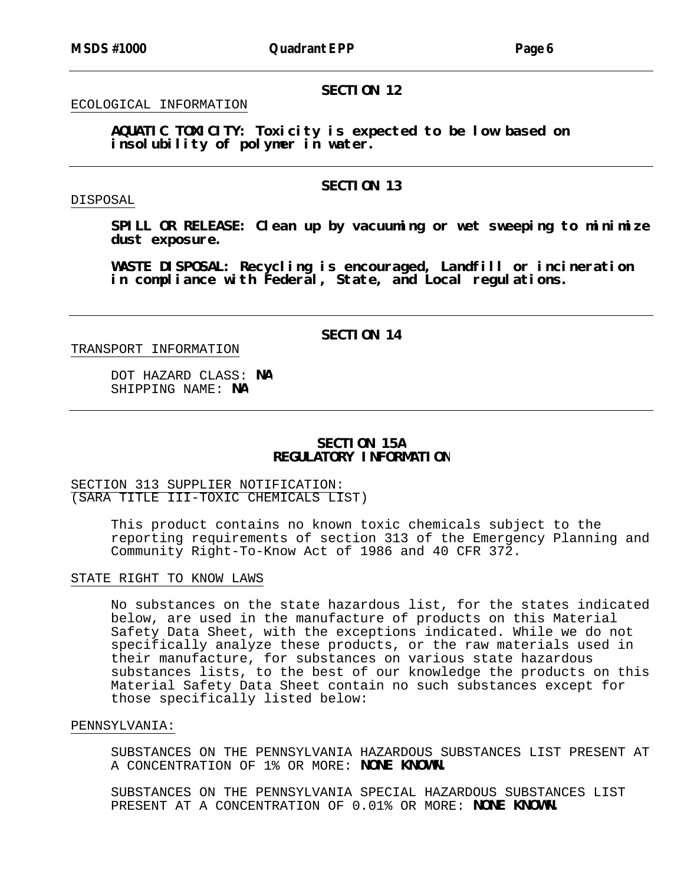## SECTION 12

ECOLOGICAL INFORMATION

**AQUATIC TOXICITY: Toxicity is expected to be low based on insolubility of polymer in water.**

## SECTION 13

DISPOSAL

**SPILL OR RELEASE: Clean up by vacuuming or wet sweeping to minimize dust exposure.**

**WASTE DISPOSAL: Recycling is encouraged, Landfill or incineration in compliance with Federal, State, and Local regulations.**

## SECTION 14

TRANSPORT INFORMATION

DOT HAZARD CLASS: **NA**
SHIPPING NAME: **NA**

## SECTION 15A
## REGULATORY INFORMATION

SECTION 313 SUPPLIER NOTIFICATION:
(SARA TITLE III-TOXIC CHEMICALS LIST)

This product contains no known toxic chemicals subject to the reporting requirements of section 313 of the Emergency Planning and Community Right-To-Know Act of 1986 and 40 CFR 372.

STATE RIGHT TO KNOW LAWS

No substances on the state hazardous list, for the states indicated below, are used in the manufacture of products on this Material Safety Data Sheet, with the exceptions indicated. While we do not specifically analyze these products, or the raw materials used in their manufacture, for substances on various state hazardous substances lists, to the best of our knowledge the products on this Material Safety Data Sheet contain no such substances except for those specifically listed below:

PENNSYLVANIA:

SUBSTANCES ON THE PENNSYLVANIA HAZARDOUS SUBSTANCES LIST PRESENT AT A CONCENTRATION OF 1% OR MORE: **NONE KNOWN.**

SUBSTANCES ON THE PENNSYLVANIA SPECIAL HAZARDOUS SUBSTANCES LIST PRESENT AT A CONCENTRATION OF 0.01% OR MORE: **NONE KNOWN.**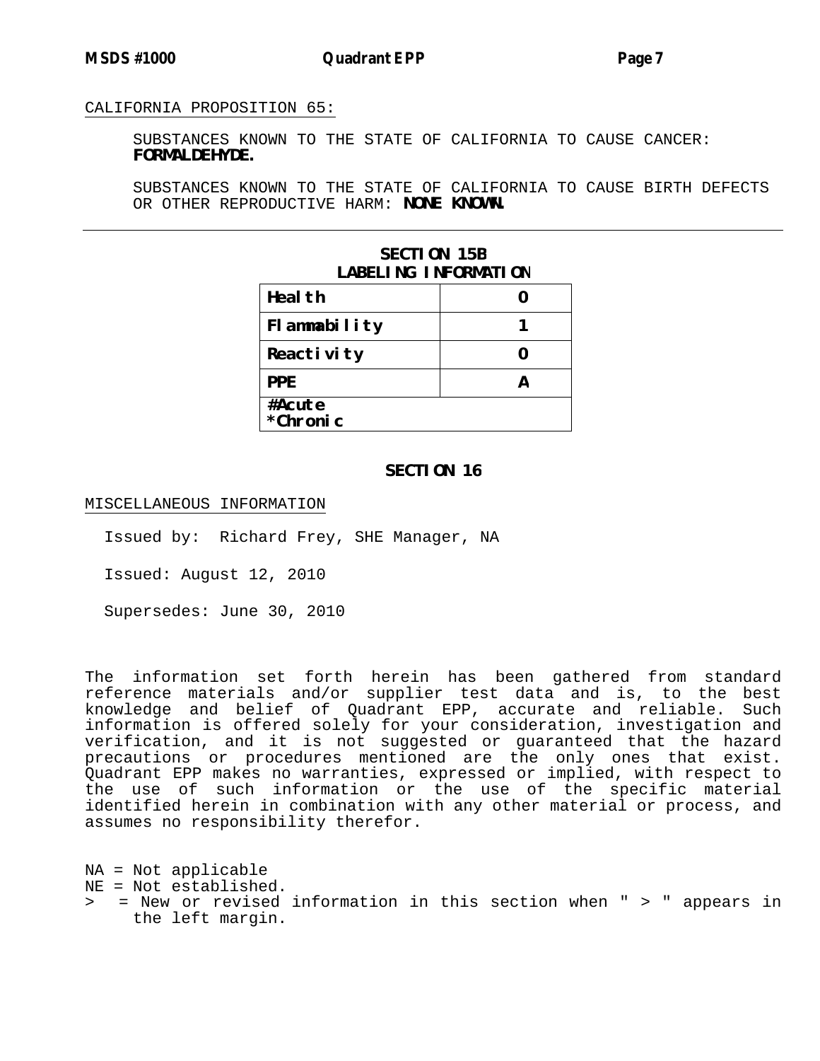CALIFORNIA PROPOSITION 65:

SUBSTANCES KNOWN TO THE STATE OF CALIFORNIA TO CAUSE CANCER: **FORMALDEHYDE.**

SUBSTANCES KNOWN TO THE STATE OF CALIFORNIA TO CAUSE BIRTH DEFECTS OR OTHER REPRODUCTIVE HARM: **NONE KNOWN.**

---

## SECTION 15B
## LABELING INFORMATION

| | |
|---|---|
| **Health** | **0** |
| **Flammability** | **1** |
| **Reactivity** | **0** |
| **PPE** | **A** |
| **#Acute** **\*Chronic** | |

## SECTION 16

MISCELLANEOUS INFORMATION

Issued by: Richard Frey, SHE Manager, NA

Issued: August 12, 2010

Supersedes: June 30, 2010

The information set forth herein has been gathered from standard reference materials and/or supplier test data and is, to the best knowledge and belief of Quadrant EPP, accurate and reliable. Such information is offered solely for your consideration, investigation and verification, and it is not suggested or guaranteed that the hazard precautions or procedures mentioned are the only ones that exist. Quadrant EPP makes no warranties, expressed or implied, with respect to the use of such information or the use of the specific material identified herein in combination with any other material or process, and assumes no responsibility therefor.

NA = Not applicable
NE = Not established.
> = New or revised information in this section when " > " appears in the left margin.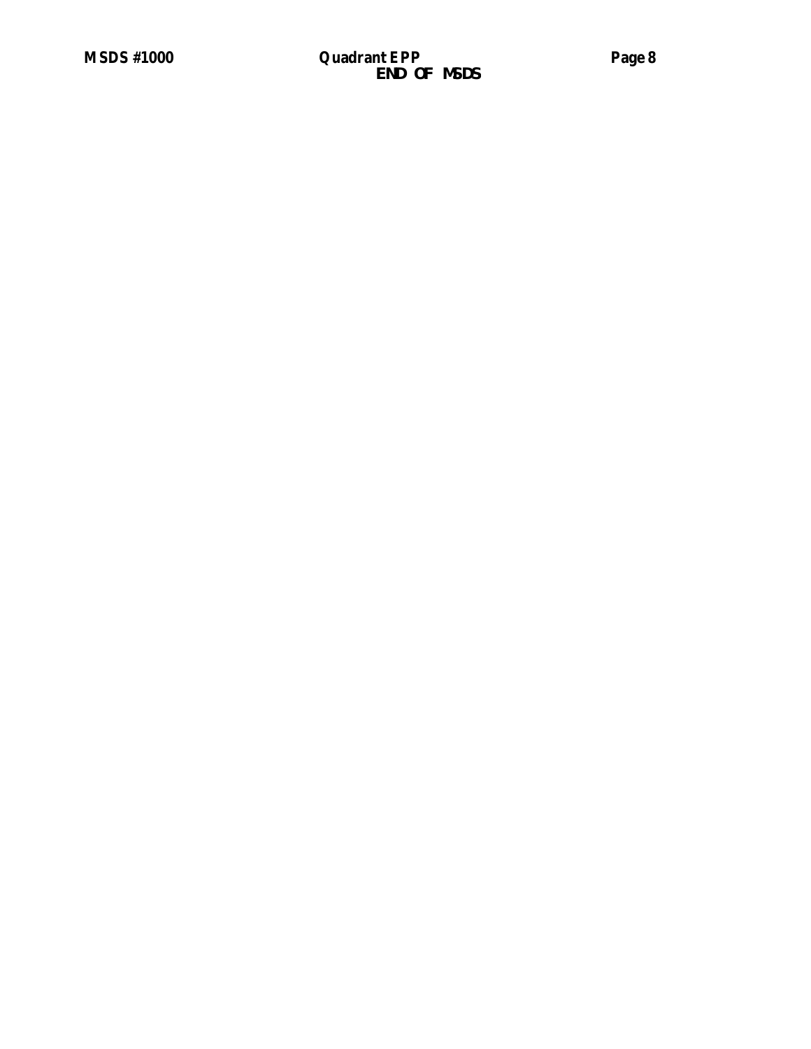**END OF MSDS**